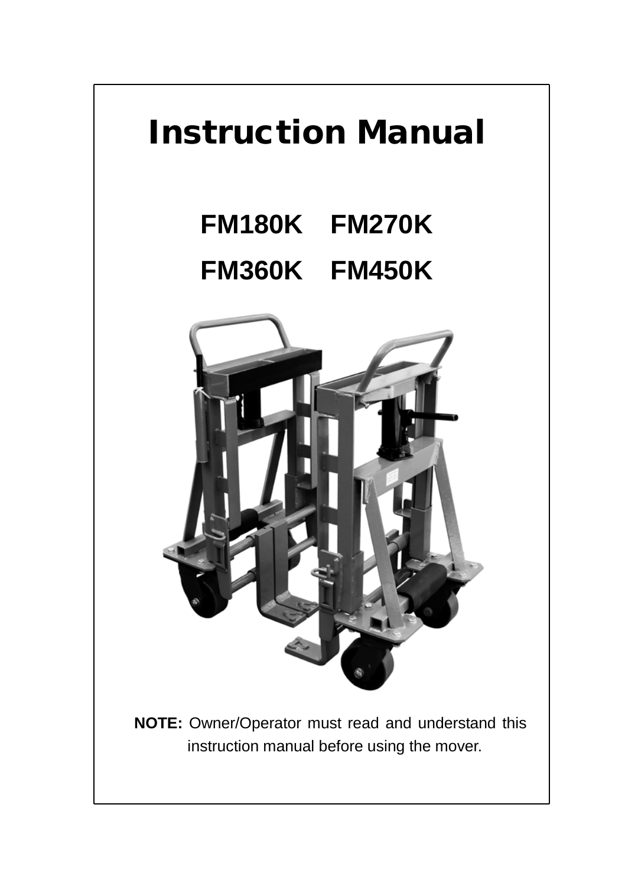# Instruction Manual

## FM180K FM270K

## FM360K FM450K

**NOTE:** Owner/Operator must read and understand this instruction manual before using the mover.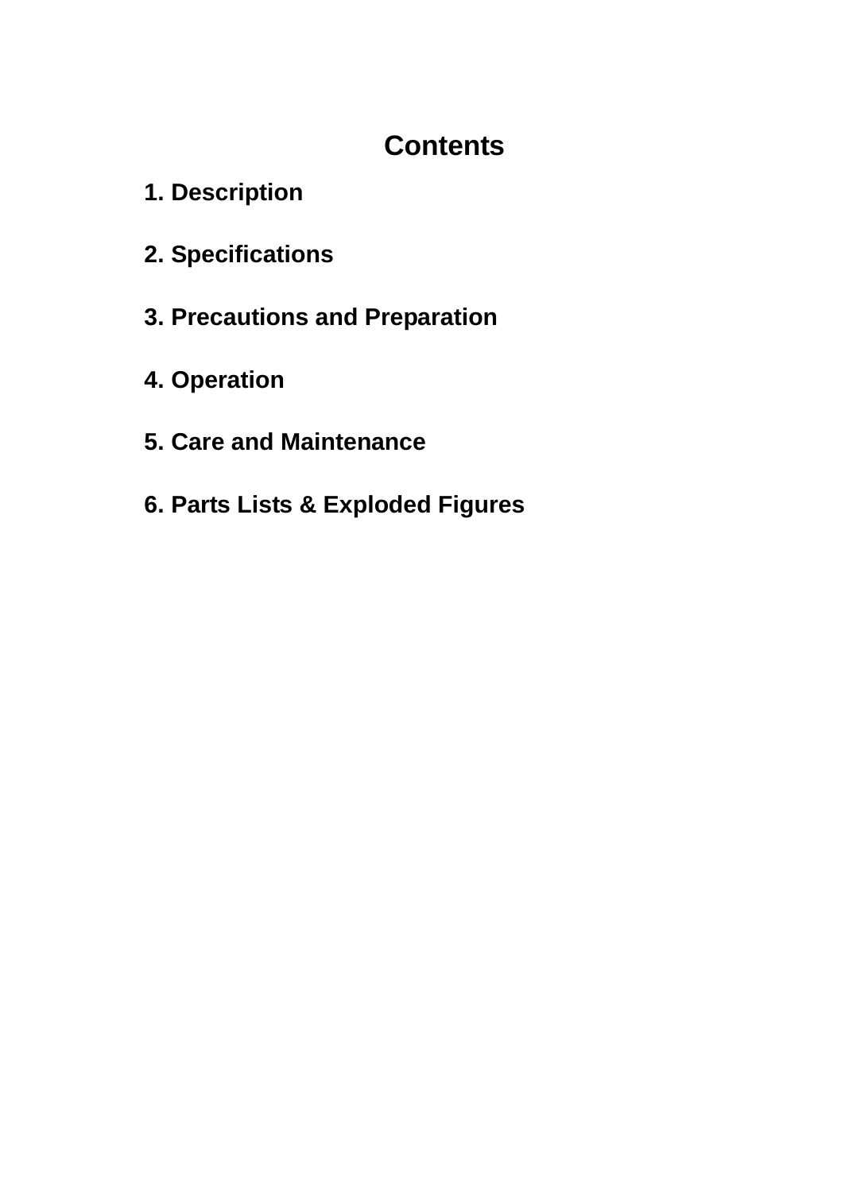# Contents

1. Description

2. Specifications

3. Precautions and Preparation

4. Operation

5. Care and Maintenance

6. Parts Lists & Exploded Figures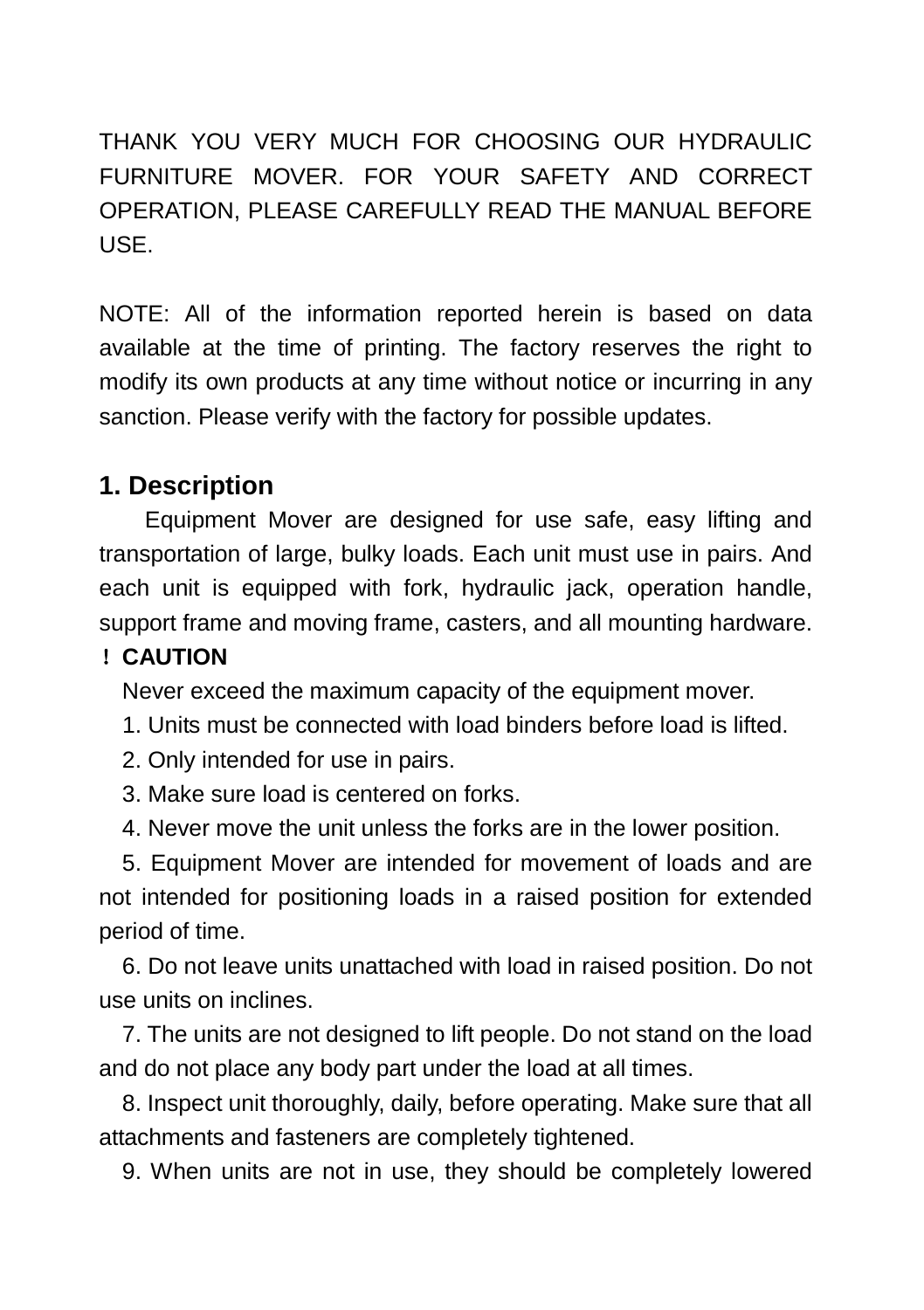THANK YOU VERY MUCH FOR CHOOSING OUR HYDRAULIC FURNITURE MOVER. FOR YOUR SAFETY AND CORRECT OPERATION, PLEASE CAREFULLY READ THE MANUAL BEFORE USE.

NOTE: All of the information reported herein is based on data available at the time of printing. The factory reserves the right to modify its own products at any time without notice or incurring in any sanction. Please verify with the factory for possible updates.

## 1. Description

Equipment Mover are designed for use safe, easy lifting and transportation of large, bulky loads. Each unit must use in pairs. And each unit is equipped with fork, hydraulic jack, operation handle, support frame and moving frame, casters, and all mounting hardware.

**！CAUTION**

Never exceed the maximum capacity of the equipment mover.

1. Units must be connected with load binders before load is lifted.
2. Only intended for use in pairs.
3. Make sure load is centered on forks.
4. Never move the unit unless the forks are in the lower position.
5. Equipment Mover are intended for movement of loads and are not intended for positioning loads in a raised position for extended period of time.
6. Do not leave units unattached with load in raised position. Do not use units on inclines.
7. The units are not designed to lift people. Do not stand on the load and do not place any body part under the load at all times.
8. Inspect unit thoroughly, daily, before operating. Make sure that all attachments and fasteners are completely tightened.
9. When units are not in use, they should be completely lowered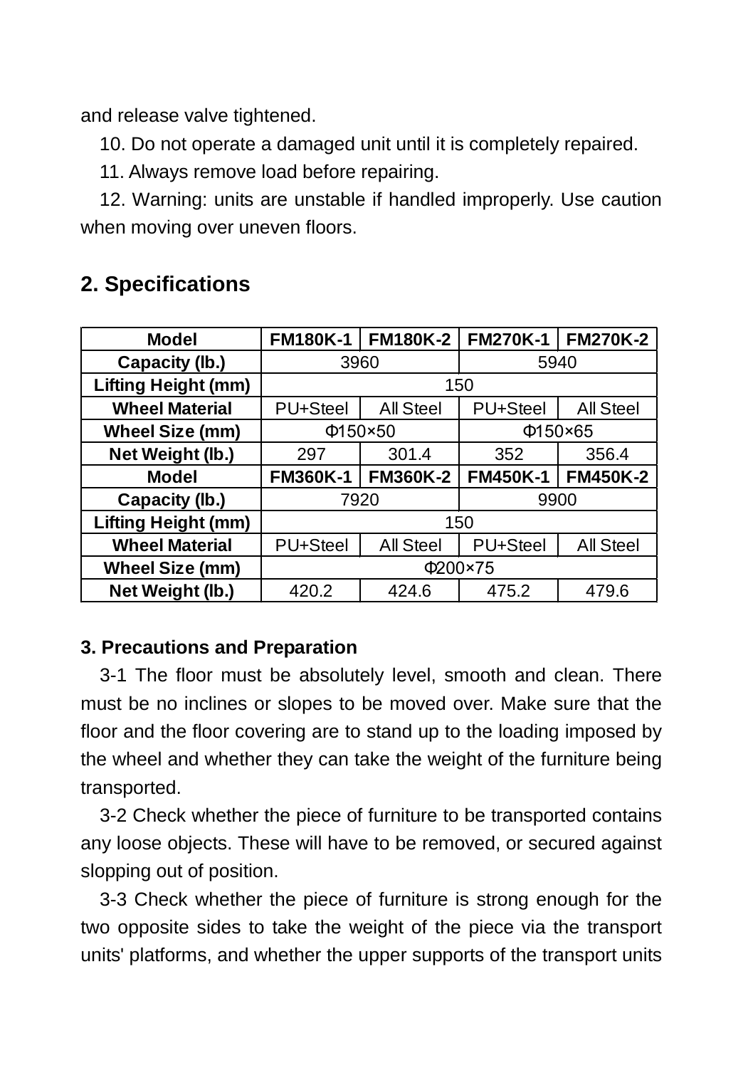and release valve tightened.

10. Do not operate a damaged unit until it is completely repaired.

11. Always remove load before repairing.

12. Warning: units are unstable if handled improperly. Use caution when moving over uneven floors.

## 2. Specifications

| Model | FM180K-1 | FM180K-2 | FM270K-1 | FM270K-2 |
|---|---|---|---|---|
| Capacity (lb.) | 3960 | | 5940 | |
| Lifting Height (mm) | 150 | | | |
| Wheel Material | PU+Steel | All Steel | PU+Steel | All Steel |
| Wheel Size (mm) | Φ150×50 | | Φ150×65 | |
| Net Weight (lb.) | 297 | 301.4 | 352 | 356.4 |
| **Model** | **FM360K-1** | **FM360K-2** | **FM450K-1** | **FM450K-2** |
| Capacity (lb.) | 7920 | | 9900 | |
| Lifting Height (mm) | 150 | | | |
| Wheel Material | PU+Steel | All Steel | PU+Steel | All Steel |
| Wheel Size (mm) | Φ200×75 | | | |
| Net Weight (lb.) | 420.2 | 424.6 | 475.2 | 479.6 |

### 3. Precautions and Preparation

3-1 The floor must be absolutely level, smooth and clean. There must be no inclines or slopes to be moved over. Make sure that the floor and the floor covering are to stand up to the loading imposed by the wheel and whether they can take the weight of the furniture being transported.

3-2 Check whether the piece of furniture to be transported contains any loose objects. These will have to be removed, or secured against slopping out of position.

3-3 Check whether the piece of furniture is strong enough for the two opposite sides to take the weight of the piece via the transport units' platforms, and whether the upper supports of the transport units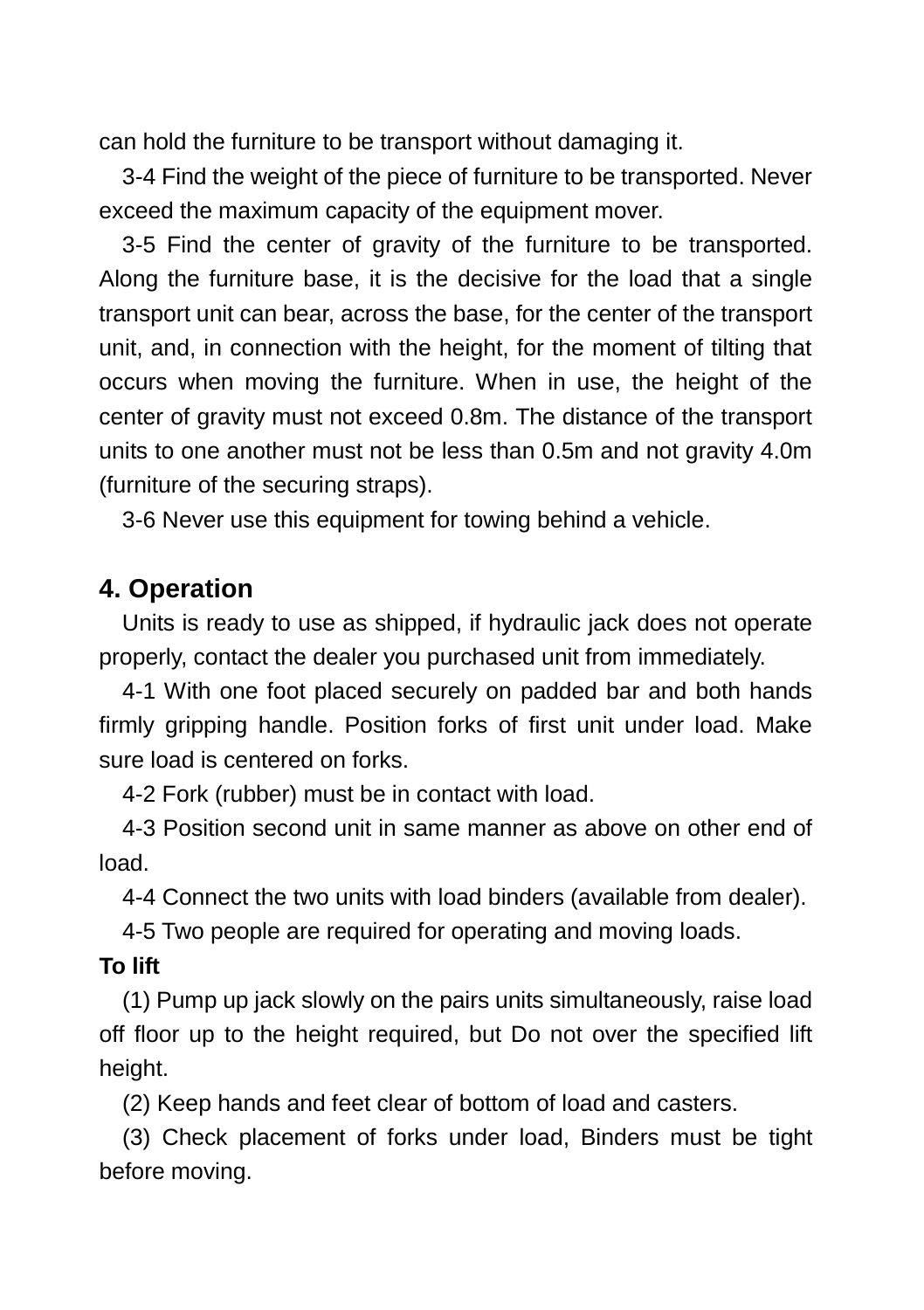can hold the furniture to be transport without damaging it.

3-4 Find the weight of the piece of furniture to be transported. Never exceed the maximum capacity of the equipment mover.

3-5 Find the center of gravity of the furniture to be transported. Along the furniture base, it is the decisive for the load that a single transport unit can bear, across the base, for the center of the transport unit, and, in connection with the height, for the moment of tilting that occurs when moving the furniture. When in use, the height of the center of gravity must not exceed 0.8m. The distance of the transport units to one another must not be less than 0.5m and not gravity 4.0m (furniture of the securing straps).

3-6 Never use this equipment for towing behind a vehicle.

## 4. Operation

Units is ready to use as shipped, if hydraulic jack does not operate properly, contact the dealer you purchased unit from immediately.

4-1 With one foot placed securely on padded bar and both hands firmly gripping handle. Position forks of first unit under load. Make sure load is centered on forks.

4-2 Fork (rubber) must be in contact with load.

4-3 Position second unit in same manner as above on other end of load.

4-4 Connect the two units with load binders (available from dealer).

4-5 Two people are required for operating and moving loads.

**To lift**

(1) Pump up jack slowly on the pairs units simultaneously, raise load off floor up to the height required, but Do not over the specified lift height.

(2) Keep hands and feet clear of bottom of load and casters.

(3) Check placement of forks under load, Binders must be tight before moving.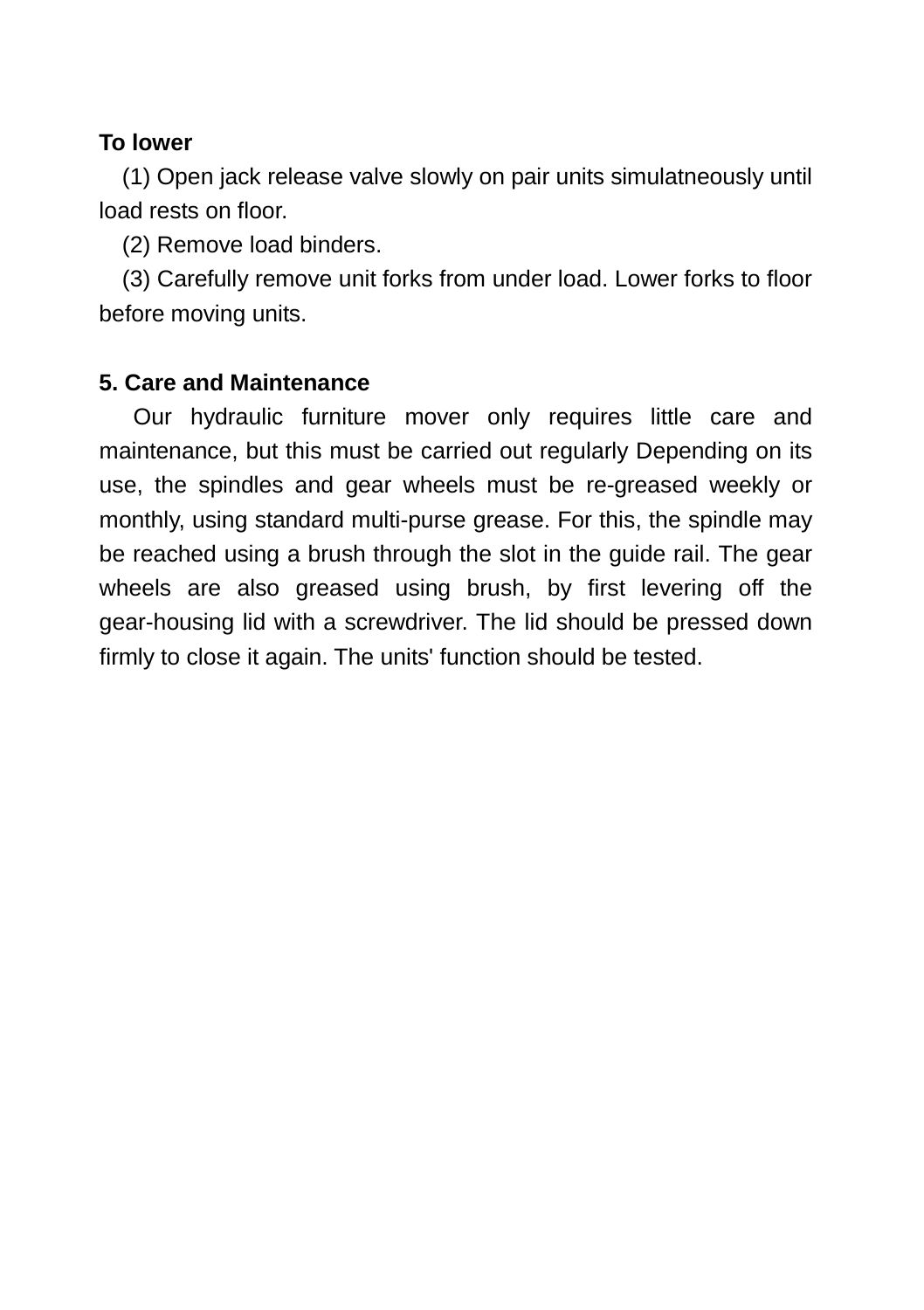**To lower**

(1) Open jack release valve slowly on pair units simulatneously until load rests on floor.

(2) Remove load binders.

(3) Carefully remove unit forks from under load. Lower forks to floor before moving units.

**5. Care and Maintenance**

Our hydraulic furniture mover only requires little care and maintenance, but this must be carried out regularly Depending on its use, the spindles and gear wheels must be re-greased weekly or monthly, using standard multi-purse grease. For this, the spindle may be reached using a brush through the slot in the guide rail. The gear wheels are also greased using brush, by first levering off the gear-housing lid with a screwdriver. The lid should be pressed down firmly to close it again. The units' function should be tested.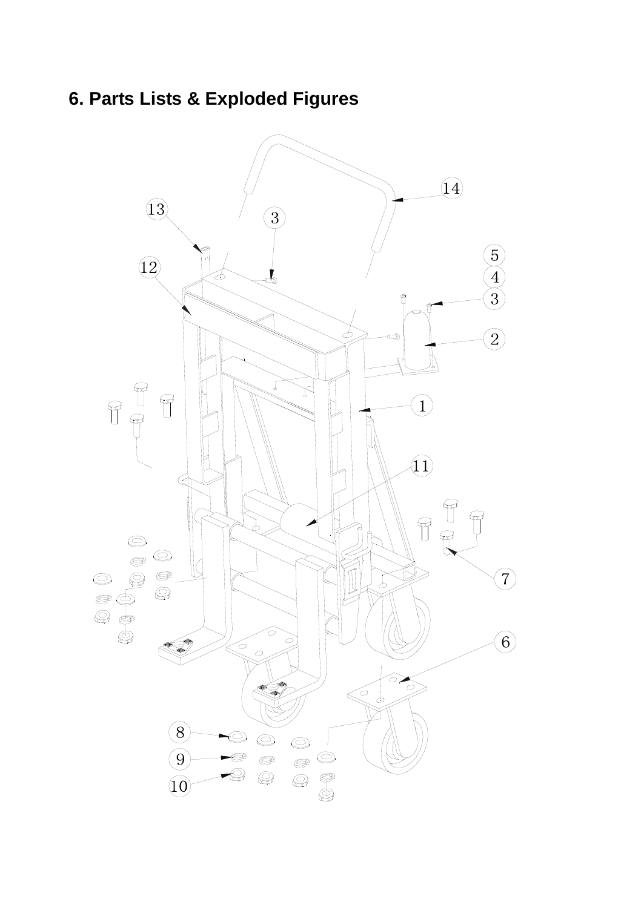## 6. Parts Lists & Exploded Figures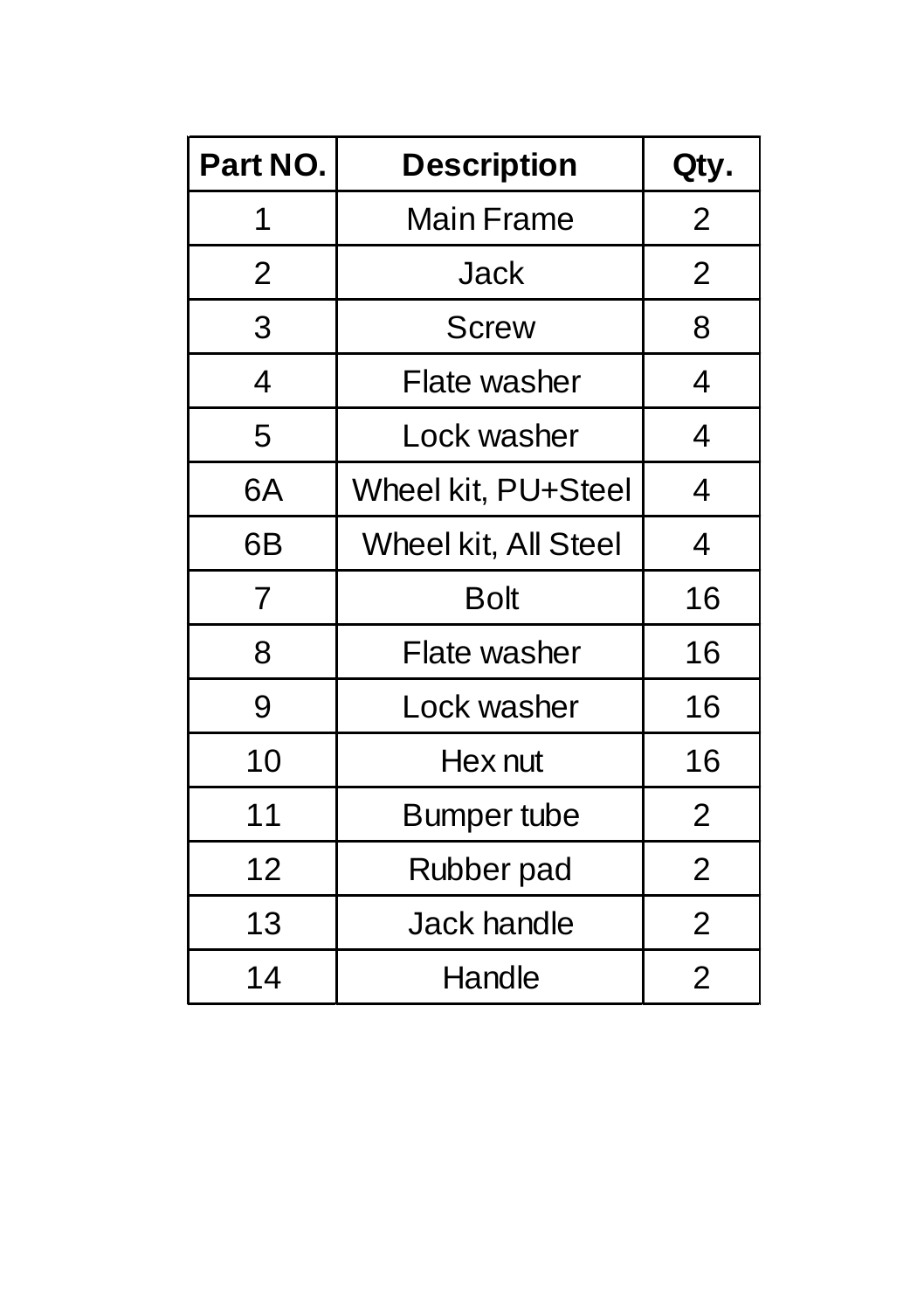| Part NO. | Description | Qty. |
| --- | --- | --- |
| 1 | Main Frame | 2 |
| 2 | Jack | 2 |
| 3 | Screw | 8 |
| 4 | Flate washer | 4 |
| 5 | Lock washer | 4 |
| 6A | Wheel kit, PU+Steel | 4 |
| 6B | Wheel kit, All Steel | 4 |
| 7 | Bolt | 16 |
| 8 | Flate washer | 16 |
| 9 | Lock washer | 16 |
| 10 | Hex nut | 16 |
| 11 | Bumper tube | 2 |
| 12 | Rubber pad | 2 |
| 13 | Jack handle | 2 |
| 14 | Handle | 2 |